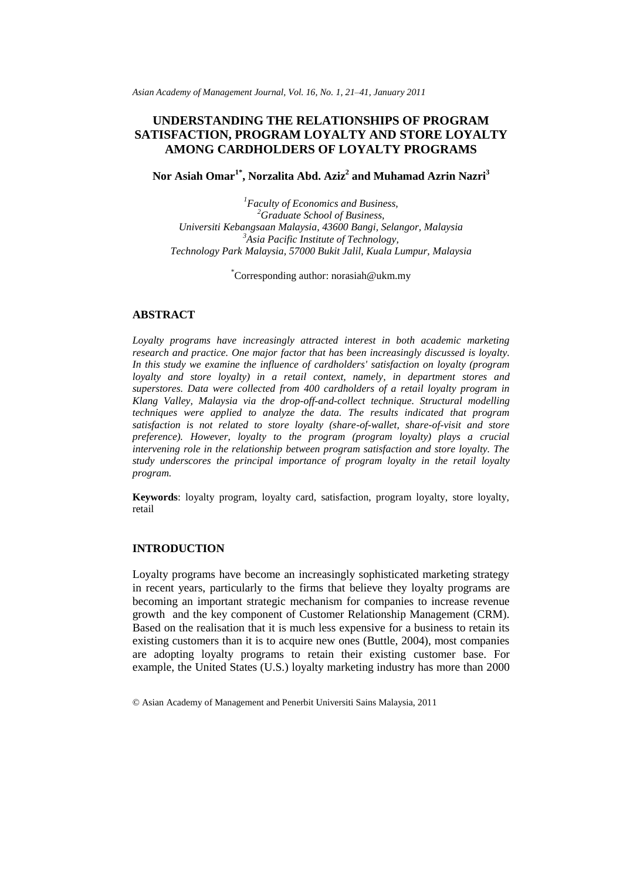# UNDERSTANDING THE RELATIONSHIPS OF PROGRAM SATISFACTION, PROGRAM LOYALTY AND STORE LOYALTY AMONG CARDHOLDERS OF LOYALTY PROGRAMS

**Nor Asiah Omar[1*], Norzalita Abd. Aziz[2] and Muhamad Azrin Nazri[3]**

*[1]Faculty of Economics and Business,*
*[2]Graduate School of Business,*
*Universiti Kebangsaan Malaysia, 43600 Bangi, Selangor, Malaysia*
*[3]Asia Pacific Institute of Technology,*
*Technology Park Malaysia, 57000 Bukit Jalil, Kuala Lumpur, Malaysia*

[*]Corresponding author: norasiah@ukm.my

## ABSTRACT

*Loyalty programs have increasingly attracted interest in both academic marketing research and practice. One major factor that has been increasingly discussed is loyalty. In this study we examine the influence of cardholders' satisfaction on loyalty (program loyalty and store loyalty) in a retail context, namely, in department stores and superstores. Data were collected from 400 cardholders of a retail loyalty program in Klang Valley, Malaysia via the drop-off-and-collect technique. Structural modelling techniques were applied to analyze the data. The results indicated that program satisfaction is not related to store loyalty (share-of-wallet, share-of-visit and store preference). However, loyalty to the program (program loyalty) plays a crucial intervening role in the relationship between program satisfaction and store loyalty. The study underscores the principal importance of program loyalty in the retail loyalty program.*

**Keywords**: loyalty program, loyalty card, satisfaction, program loyalty, store loyalty, retail

## INTRODUCTION

Loyalty programs have become an increasingly sophisticated marketing strategy in recent years, particularly to the firms that believe they loyalty programs are becoming an important strategic mechanism for companies to increase revenue growth and the key component of Customer Relationship Management (CRM). Based on the realisation that it is much less expensive for a business to retain its existing customers than it is to acquire new ones (Buttle, 2004), most companies are adopting loyalty programs to retain their existing customer base. For example, the United States (U.S.) loyalty marketing industry has more than 2000

© Asian Academy of Management and Penerbit Universiti Sains Malaysia, 2011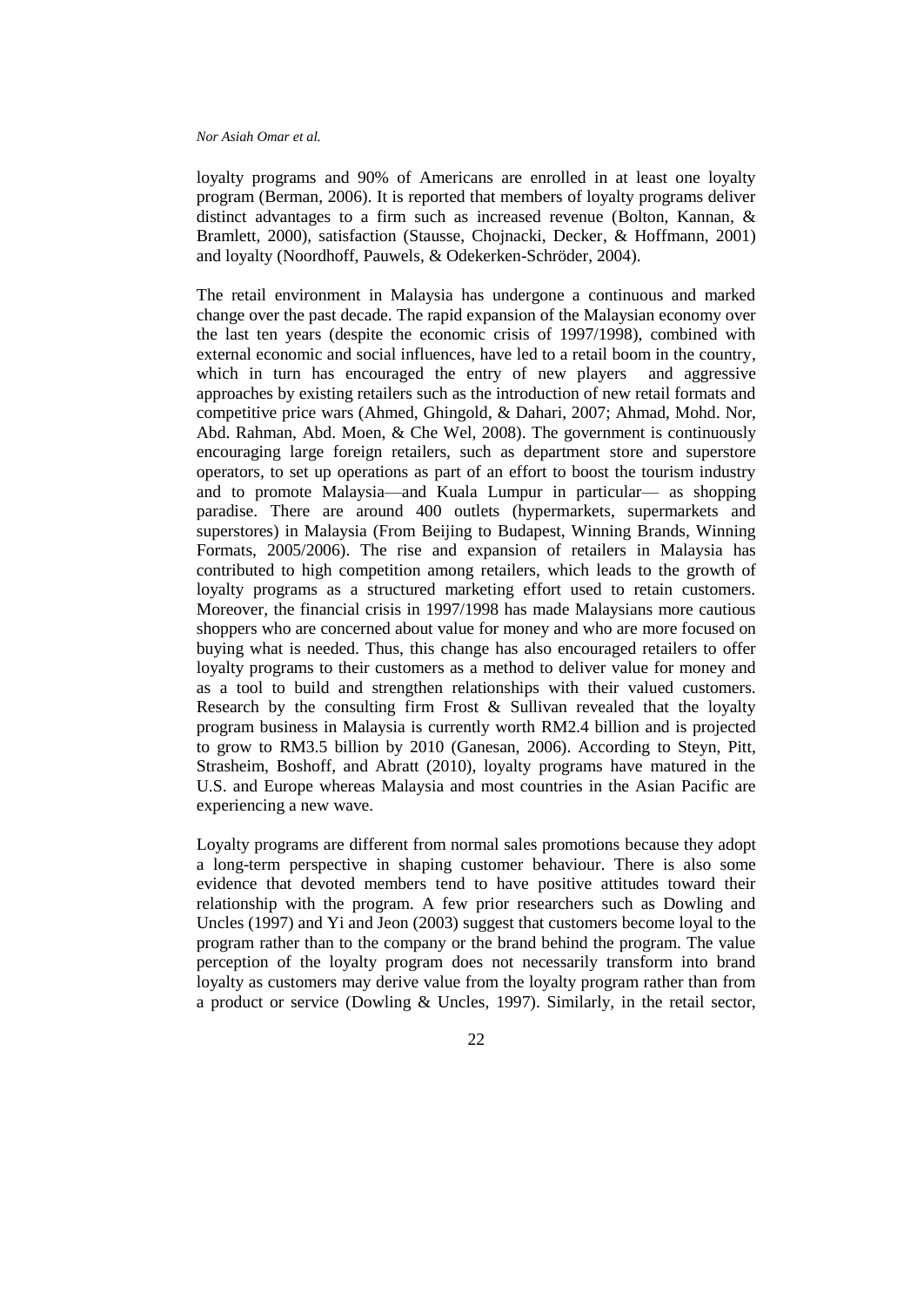loyalty programs and 90% of Americans are enrolled in at least one loyalty program (Berman, 2006). It is reported that members of loyalty programs deliver distinct advantages to a firm such as increased revenue (Bolton, Kannan, & Bramlett, 2000), satisfaction (Stausse, Chojnacki, Decker, & Hoffmann, 2001) and loyalty (Noordhoff, Pauwels, & Odekerken-Schröder, 2004).

The retail environment in Malaysia has undergone a continuous and marked change over the past decade. The rapid expansion of the Malaysian economy over the last ten years (despite the economic crisis of 1997/1998), combined with external economic and social influences, have led to a retail boom in the country, which in turn has encouraged the entry of new players and aggressive approaches by existing retailers such as the introduction of new retail formats and competitive price wars (Ahmed, Ghingold, & Dahari, 2007; Ahmad, Mohd. Nor, Abd. Rahman, Abd. Moen, & Che Wel, 2008). The government is continuously encouraging large foreign retailers, such as department store and superstore operators, to set up operations as part of an effort to boost the tourism industry and to promote Malaysia—and Kuala Lumpur in particular— as shopping paradise. There are around 400 outlets (hypermarkets, supermarkets and superstores) in Malaysia (From Beijing to Budapest, Winning Brands, Winning Formats, 2005/2006). The rise and expansion of retailers in Malaysia has contributed to high competition among retailers, which leads to the growth of loyalty programs as a structured marketing effort used to retain customers. Moreover, the financial crisis in 1997/1998 has made Malaysians more cautious shoppers who are concerned about value for money and who are more focused on buying what is needed. Thus, this change has also encouraged retailers to offer loyalty programs to their customers as a method to deliver value for money and as a tool to build and strengthen relationships with their valued customers. Research by the consulting firm Frost & Sullivan revealed that the loyalty program business in Malaysia is currently worth RM2.4 billion and is projected to grow to RM3.5 billion by 2010 (Ganesan, 2006). According to Steyn, Pitt, Strasheim, Boshoff, and Abratt (2010), loyalty programs have matured in the U.S. and Europe whereas Malaysia and most countries in the Asian Pacific are experiencing a new wave.

Loyalty programs are different from normal sales promotions because they adopt a long-term perspective in shaping customer behaviour. There is also some evidence that devoted members tend to have positive attitudes toward their relationship with the program. A few prior researchers such as Dowling and Uncles (1997) and Yi and Jeon (2003) suggest that customers become loyal to the program rather than to the company or the brand behind the program. The value perception of the loyalty program does not necessarily transform into brand loyalty as customers may derive value from the loyalty program rather than from a product or service (Dowling & Uncles, 1997). Similarly, in the retail sector,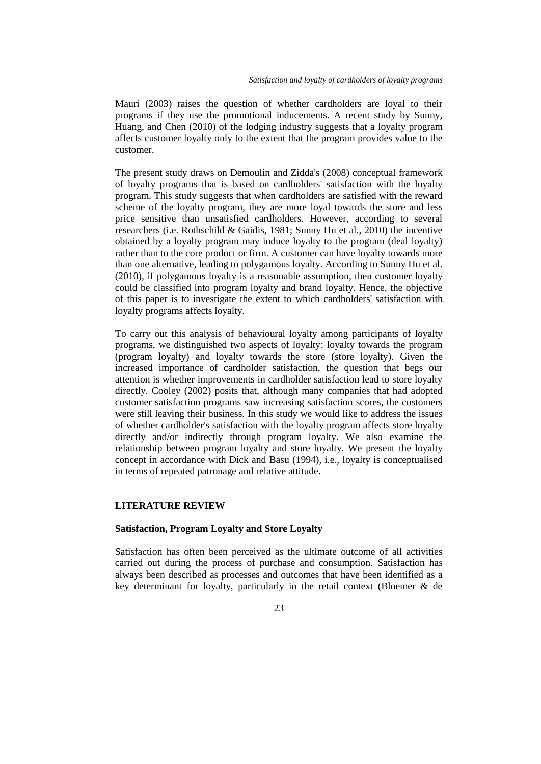Mauri (2003) raises the question of whether cardholders are loyal to their programs if they use the promotional inducements. A recent study by Sunny, Huang, and Chen (2010) of the lodging industry suggests that a loyalty program affects customer loyalty only to the extent that the program provides value to the customer.

The present study draws on Demoulin and Zidda's (2008) conceptual framework of loyalty programs that is based on cardholders' satisfaction with the loyalty program. This study suggests that when cardholders are satisfied with the reward scheme of the loyalty program, they are more loyal towards the store and less price sensitive than unsatisfied cardholders. However, according to several researchers (i.e. Rothschild & Gaidis, 1981; Sunny Hu et al., 2010) the incentive obtained by a loyalty program may induce loyalty to the program (deal loyalty) rather than to the core product or firm. A customer can have loyalty towards more than one alternative, leading to polygamous loyalty. According to Sunny Hu et al. (2010), if polygamous loyalty is a reasonable assumption, then customer loyalty could be classified into program loyalty and brand loyalty. Hence, the objective of this paper is to investigate the extent to which cardholders' satisfaction with loyalty programs affects loyalty.

To carry out this analysis of behavioural loyalty among participants of loyalty programs, we distinguished two aspects of loyalty: loyalty towards the program (program loyalty) and loyalty towards the store (store loyalty). Given the increased importance of cardholder satisfaction, the question that begs our attention is whether improvements in cardholder satisfaction lead to store loyalty directly. Cooley (2002) posits that, although many companies that had adopted customer satisfaction programs saw increasing satisfaction scores, the customers were still leaving their business. In this study we would like to address the issues of whether cardholder's satisfaction with the loyalty program affects store loyalty directly and/or indirectly through program loyalty. We also examine the relationship between program loyalty and store loyalty. We present the loyalty concept in accordance with Dick and Basu (1994), i.e., loyalty is conceptualised in terms of repeated patronage and relative attitude.

## LITERATURE REVIEW

### Satisfaction, Program Loyalty and Store Loyalty

Satisfaction has often been perceived as the ultimate outcome of all activities carried out during the process of purchase and consumption. Satisfaction has always been described as processes and outcomes that have been identified as a key determinant for loyalty, particularly in the retail context (Bloemer & de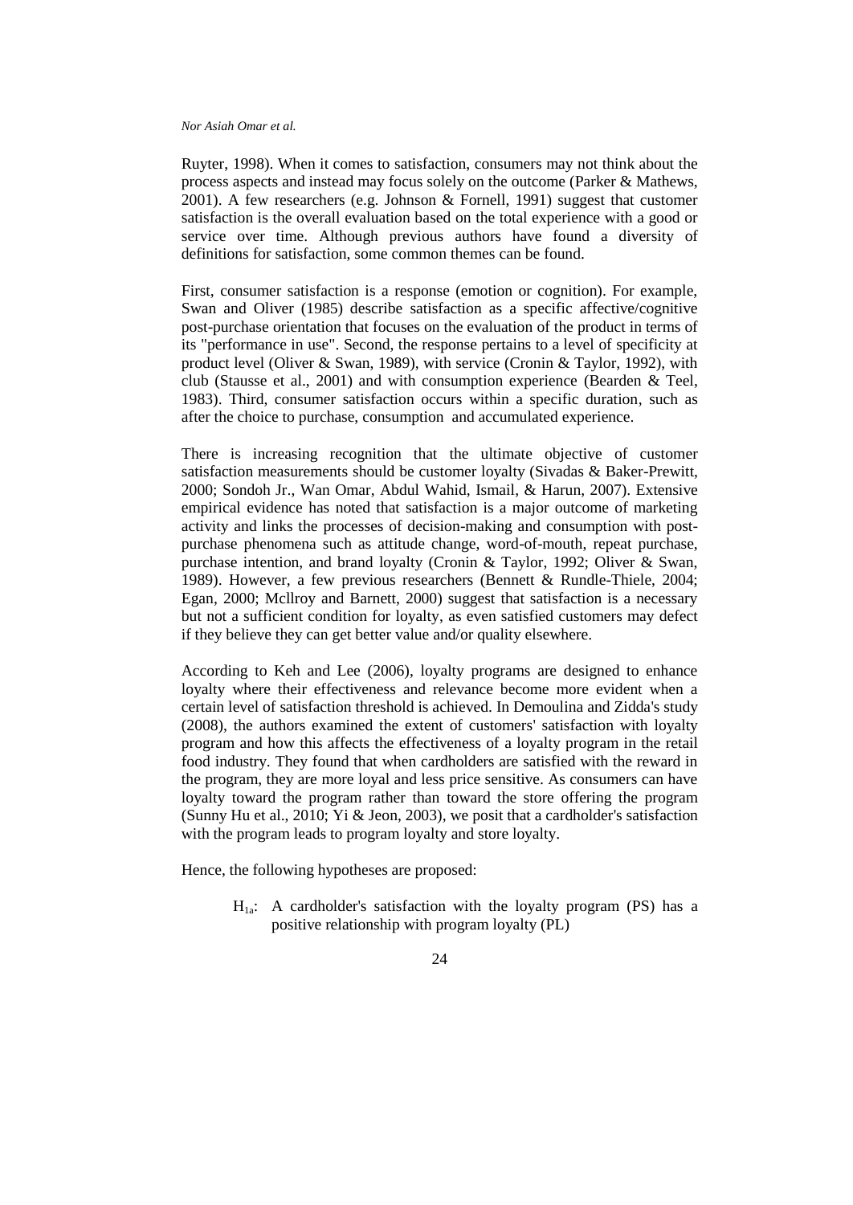Ruyter, 1998). When it comes to satisfaction, consumers may not think about the process aspects and instead may focus solely on the outcome (Parker & Mathews, 2001). A few researchers (e.g. Johnson & Fornell, 1991) suggest that customer satisfaction is the overall evaluation based on the total experience with a good or service over time. Although previous authors have found a diversity of definitions for satisfaction, some common themes can be found.

First, consumer satisfaction is a response (emotion or cognition). For example, Swan and Oliver (1985) describe satisfaction as a specific affective/cognitive post-purchase orientation that focuses on the evaluation of the product in terms of its "performance in use". Second, the response pertains to a level of specificity at product level (Oliver & Swan, 1989), with service (Cronin & Taylor, 1992), with club (Stausse et al., 2001) and with consumption experience (Bearden & Teel, 1983). Third, consumer satisfaction occurs within a specific duration, such as after the choice to purchase, consumption and accumulated experience.

There is increasing recognition that the ultimate objective of customer satisfaction measurements should be customer loyalty (Sivadas & Baker-Prewitt, 2000; Sondoh Jr., Wan Omar, Abdul Wahid, Ismail, & Harun, 2007). Extensive empirical evidence has noted that satisfaction is a major outcome of marketing activity and links the processes of decision-making and consumption with post-purchase phenomena such as attitude change, word-of-mouth, repeat purchase, purchase intention, and brand loyalty (Cronin & Taylor, 1992; Oliver & Swan, 1989). However, a few previous researchers (Bennett & Rundle-Thiele, 2004; Egan, 2000; Mcllroy and Barnett, 2000) suggest that satisfaction is a necessary but not a sufficient condition for loyalty, as even satisfied customers may defect if they believe they can get better value and/or quality elsewhere.

According to Keh and Lee (2006), loyalty programs are designed to enhance loyalty where their effectiveness and relevance become more evident when a certain level of satisfaction threshold is achieved. In Demoulina and Zidda's study (2008), the authors examined the extent of customers' satisfaction with loyalty program and how this affects the effectiveness of a loyalty program in the retail food industry. They found that when cardholders are satisfied with the reward in the program, they are more loyal and less price sensitive. As consumers can have loyalty toward the program rather than toward the store offering the program (Sunny Hu et al., 2010; Yi & Jeon, 2003), we posit that a cardholder's satisfaction with the program leads to program loyalty and store loyalty.

Hence, the following hypotheses are proposed:

> $H_{1a}$: A cardholder's satisfaction with the loyalty program (PS) has a positive relationship with program loyalty (PL)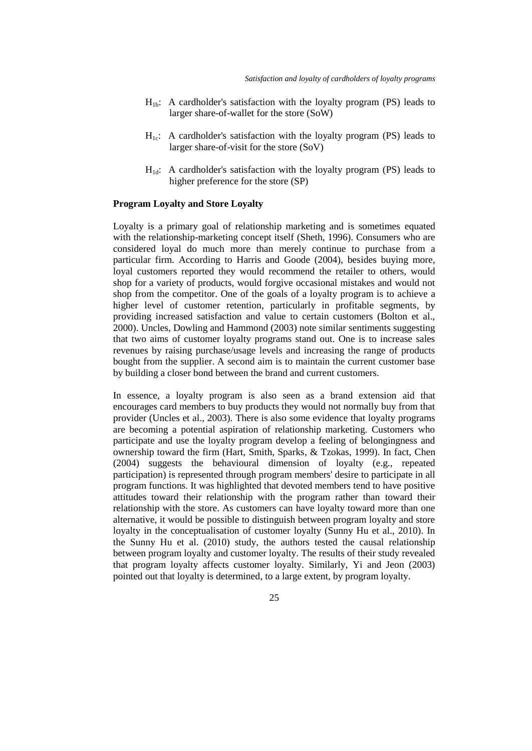$H_{1b}$: A cardholder's satisfaction with the loyalty program (PS) leads to larger share-of-wallet for the store (SoW)

$H_{1c}$: A cardholder's satisfaction with the loyalty program (PS) leads to larger share-of-visit for the store (SoV)

$H_{1d}$: A cardholder's satisfaction with the loyalty program (PS) leads to higher preference for the store (SP)

**Program Loyalty and Store Loyalty**

Loyalty is a primary goal of relationship marketing and is sometimes equated with the relationship-marketing concept itself (Sheth, 1996). Consumers who are considered loyal do much more than merely continue to purchase from a particular firm. According to Harris and Goode (2004), besides buying more, loyal customers reported they would recommend the retailer to others, would shop for a variety of products, would forgive occasional mistakes and would not shop from the competitor. One of the goals of a loyalty program is to achieve a higher level of customer retention, particularly in profitable segments, by providing increased satisfaction and value to certain customers (Bolton et al., 2000). Uncles, Dowling and Hammond (2003) note similar sentiments suggesting that two aims of customer loyalty programs stand out. One is to increase sales revenues by raising purchase/usage levels and increasing the range of products bought from the supplier. A second aim is to maintain the current customer base by building a closer bond between the brand and current customers.

In essence, a loyalty program is also seen as a brand extension aid that encourages card members to buy products they would not normally buy from that provider (Uncles et al., 2003). There is also some evidence that loyalty programs are becoming a potential aspiration of relationship marketing. Customers who participate and use the loyalty program develop a feeling of belongingness and ownership toward the firm (Hart, Smith, Sparks, & Tzokas, 1999). In fact, Chen (2004) suggests the behavioural dimension of loyalty (e.g., repeated participation) is represented through program members' desire to participate in all program functions. It was highlighted that devoted members tend to have positive attitudes toward their relationship with the program rather than toward their relationship with the store. As customers can have loyalty toward more than one alternative, it would be possible to distinguish between program loyalty and store loyalty in the conceptualisation of customer loyalty (Sunny Hu et al., 2010). In the Sunny Hu et al. (2010) study, the authors tested the causal relationship between program loyalty and customer loyalty. The results of their study revealed that program loyalty affects customer loyalty. Similarly, Yi and Jeon (2003) pointed out that loyalty is determined, to a large extent, by program loyalty.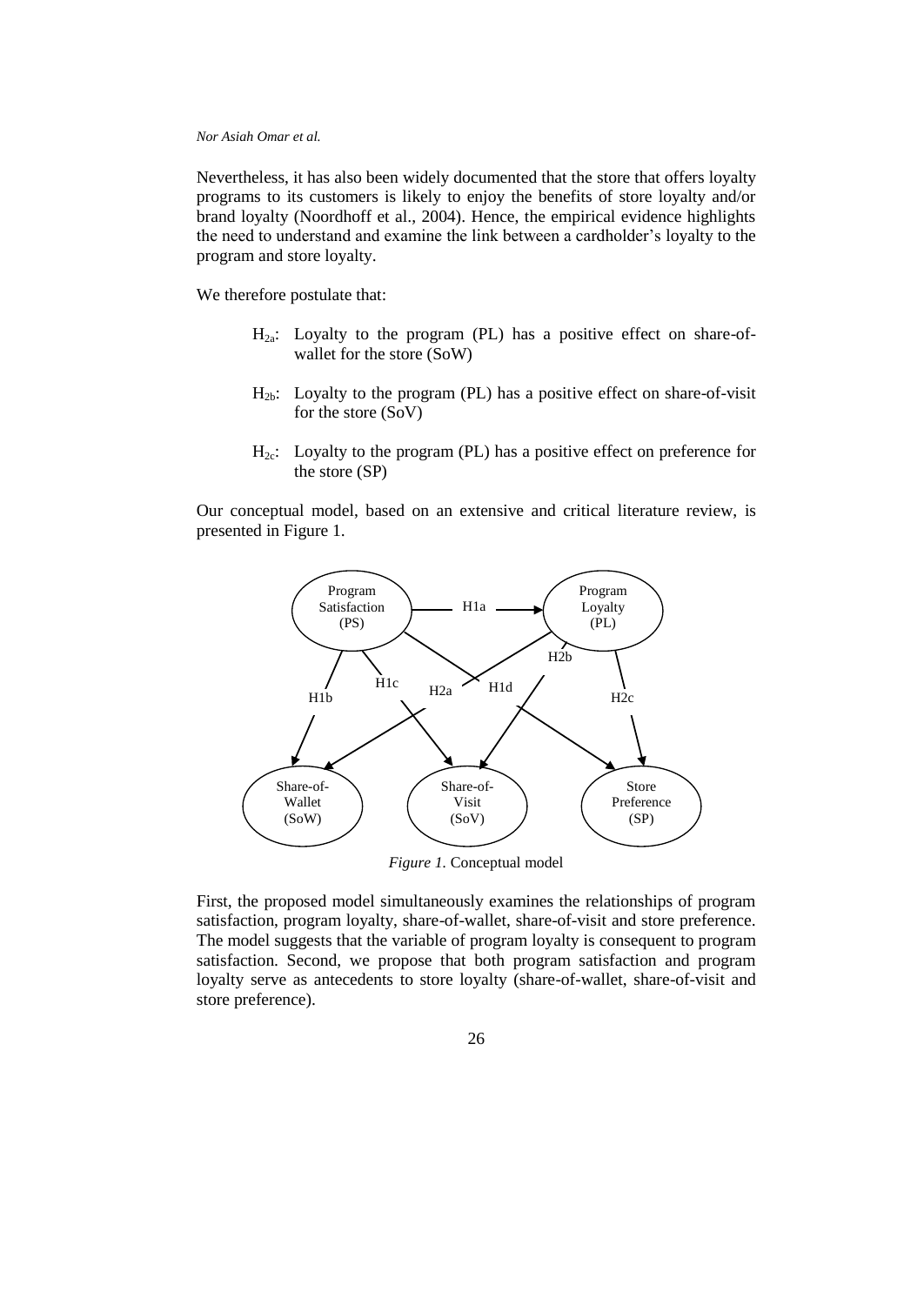Nevertheless, it has also been widely documented that the store that offers loyalty programs to its customers is likely to enjoy the benefits of store loyalty and/or brand loyalty (Noordhoff et al., 2004). Hence, the empirical evidence highlights the need to understand and examine the link between a cardholder's loyalty to the program and store loyalty.

We therefore postulate that:

- $H_{2a}$: Loyalty to the program (PL) has a positive effect on share-of-wallet for the store (SoW)
- $H_{2b}$: Loyalty to the program (PL) has a positive effect on share-of-visit for the store (SoV)
- $H_{2c}$: Loyalty to the program (PL) has a positive effect on preference for the store (SP)

Our conceptual model, based on an extensive and critical literature review, is presented in Figure 1.

*Figure 1.* Conceptual model

First, the proposed model simultaneously examines the relationships of program satisfaction, program loyalty, share-of-wallet, share-of-visit and store preference. The model suggests that the variable of program loyalty is consequent to program satisfaction. Second, we propose that both program satisfaction and program loyalty serve as antecedents to store loyalty (share-of-wallet, share-of-visit and store preference).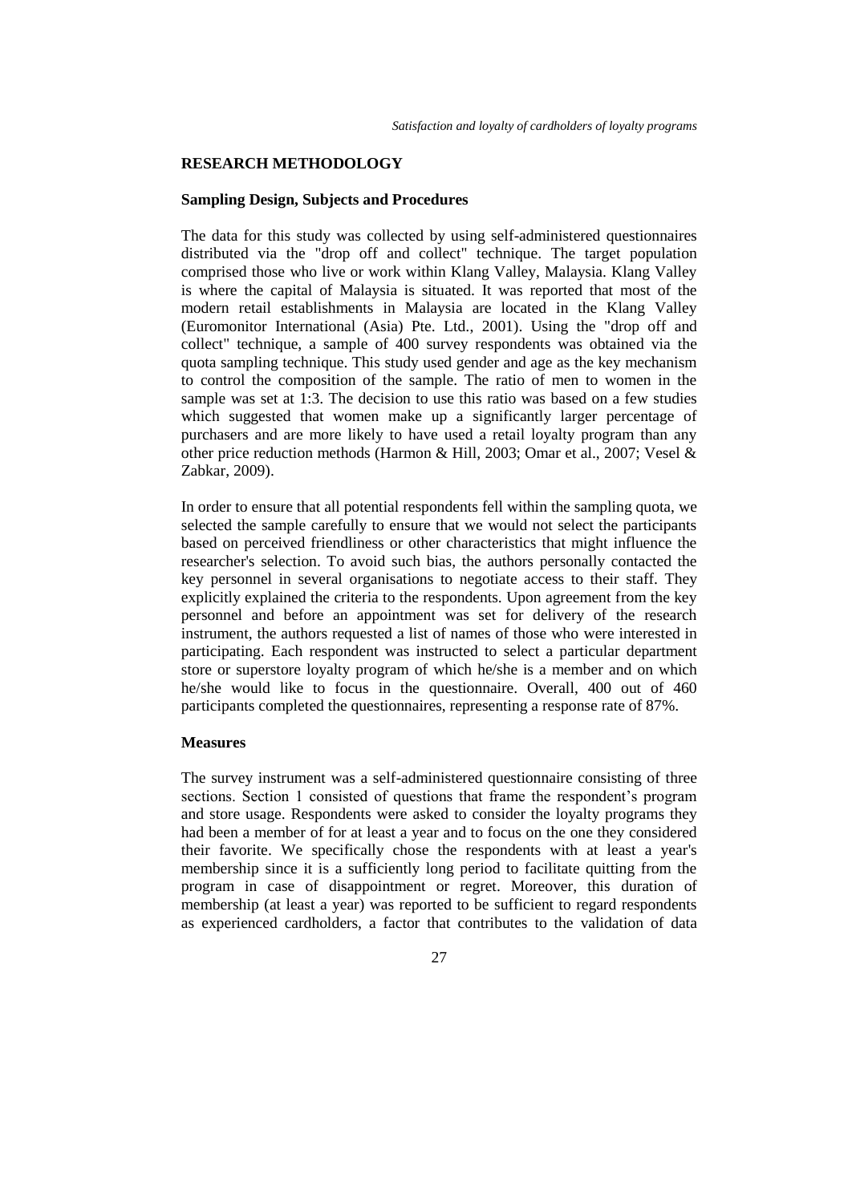## RESEARCH METHODOLOGY

### Sampling Design, Subjects and Procedures

The data for this study was collected by using self-administered questionnaires distributed via the "drop off and collect" technique. The target population comprised those who live or work within Klang Valley, Malaysia. Klang Valley is where the capital of Malaysia is situated. It was reported that most of the modern retail establishments in Malaysia are located in the Klang Valley (Euromonitor International (Asia) Pte. Ltd., 2001). Using the "drop off and collect" technique, a sample of 400 survey respondents was obtained via the quota sampling technique. This study used gender and age as the key mechanism to control the composition of the sample. The ratio of men to women in the sample was set at 1:3. The decision to use this ratio was based on a few studies which suggested that women make up a significantly larger percentage of purchasers and are more likely to have used a retail loyalty program than any other price reduction methods (Harmon & Hill, 2003; Omar et al., 2007; Vesel & Zabkar, 2009).

In order to ensure that all potential respondents fell within the sampling quota, we selected the sample carefully to ensure that we would not select the participants based on perceived friendliness or other characteristics that might influence the researcher's selection. To avoid such bias, the authors personally contacted the key personnel in several organisations to negotiate access to their staff. They explicitly explained the criteria to the respondents. Upon agreement from the key personnel and before an appointment was set for delivery of the research instrument, the authors requested a list of names of those who were interested in participating. Each respondent was instructed to select a particular department store or superstore loyalty program of which he/she is a member and on which he/she would like to focus in the questionnaire. Overall, 400 out of 460 participants completed the questionnaires, representing a response rate of 87%.

### Measures

The survey instrument was a self-administered questionnaire consisting of three sections. Section 1 consisted of questions that frame the respondent's program and store usage. Respondents were asked to consider the loyalty programs they had been a member of for at least a year and to focus on the one they considered their favorite. We specifically chose the respondents with at least a year's membership since it is a sufficiently long period to facilitate quitting from the program in case of disappointment or regret. Moreover, this duration of membership (at least a year) was reported to be sufficient to regard respondents as experienced cardholders, a factor that contributes to the validation of data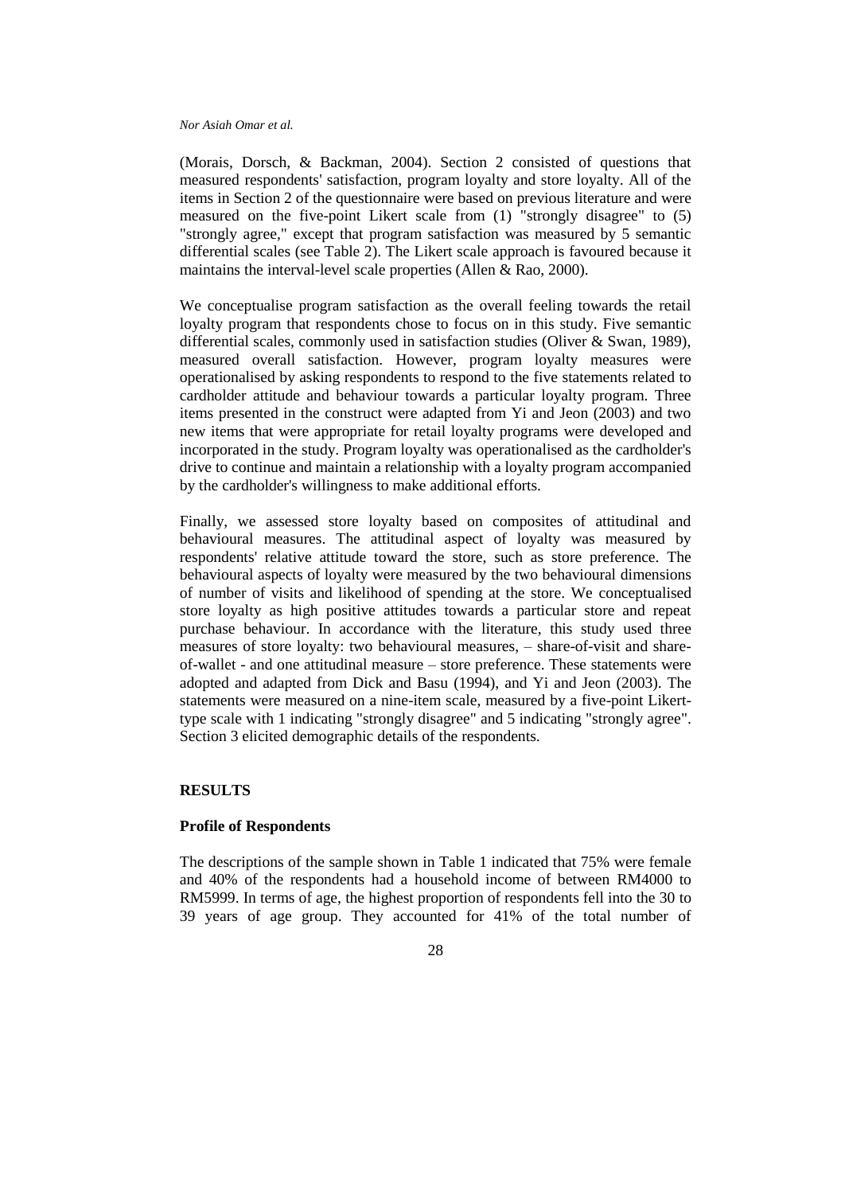(Morais, Dorsch, & Backman, 2004). Section 2 consisted of questions that measured respondents' satisfaction, program loyalty and store loyalty. All of the items in Section 2 of the questionnaire were based on previous literature and were measured on the five-point Likert scale from (1) "strongly disagree" to (5) "strongly agree," except that program satisfaction was measured by 5 semantic differential scales (see Table 2). The Likert scale approach is favoured because it maintains the interval-level scale properties (Allen & Rao, 2000).

We conceptualise program satisfaction as the overall feeling towards the retail loyalty program that respondents chose to focus on in this study. Five semantic differential scales, commonly used in satisfaction studies (Oliver & Swan, 1989), measured overall satisfaction. However, program loyalty measures were operationalised by asking respondents to respond to the five statements related to cardholder attitude and behaviour towards a particular loyalty program. Three items presented in the construct were adapted from Yi and Jeon (2003) and two new items that were appropriate for retail loyalty programs were developed and incorporated in the study. Program loyalty was operationalised as the cardholder's drive to continue and maintain a relationship with a loyalty program accompanied by the cardholder's willingness to make additional efforts.

Finally, we assessed store loyalty based on composites of attitudinal and behavioural measures. The attitudinal aspect of loyalty was measured by respondents' relative attitude toward the store, such as store preference. The behavioural aspects of loyalty were measured by the two behavioural dimensions of number of visits and likelihood of spending at the store. We conceptualised store loyalty as high positive attitudes towards a particular store and repeat purchase behaviour. In accordance with the literature, this study used three measures of store loyalty: two behavioural measures, – share-of-visit and share-of-wallet - and one attitudinal measure – store preference. These statements were adopted and adapted from Dick and Basu (1994), and Yi and Jeon (2003). The statements were measured on a nine-item scale, measured by a five-point Likert-type scale with 1 indicating "strongly disagree" and 5 indicating "strongly agree". Section 3 elicited demographic details of the respondents.

## RESULTS

### Profile of Respondents

The descriptions of the sample shown in Table 1 indicated that 75% were female and 40% of the respondents had a household income of between RM4000 to RM5999. In terms of age, the highest proportion of respondents fell into the 30 to 39 years of age group. They accounted for 41% of the total number of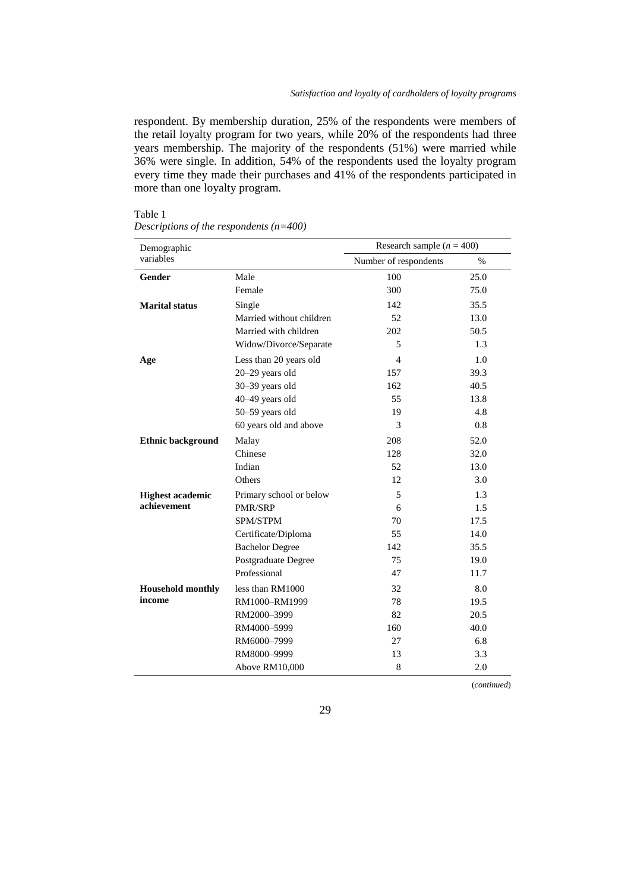respondent. By membership duration, 25% of the respondents were members of the retail loyalty program for two years, while 20% of the respondents had three years membership. The majority of the respondents (51%) were married while 36% were single. In addition, 54% of the respondents used the loyalty program every time they made their purchases and 41% of the respondents participated in more than one loyalty program.

Table 1
*Descriptions of the respondents (n=400)*

| Demographic variables | | Research sample ($n$ = 400) | |
|---|---|---|---|
| | | Number of respondents | % |
| **Gender** | Male | 100 | 25.0 |
| | Female | 300 | 75.0 |
| **Marital status** | Single | 142 | 35.5 |
| | Married without children | 52 | 13.0 |
| | Married with children | 202 | 50.5 |
| | Widow/Divorce/Separate | 5 | 1.3 |
| **Age** | Less than 20 years old | 4 | 1.0 |
| | 20–29 years old | 157 | 39.3 |
| | 30–39 years old | 162 | 40.5 |
| | 40–49 years old | 55 | 13.8 |
| | 50–59 years old | 19 | 4.8 |
| | 60 years old and above | 3 | 0.8 |
| **Ethnic background** | Malay | 208 | 52.0 |
| | Chinese | 128 | 32.0 |
| | Indian | 52 | 13.0 |
| | Others | 12 | 3.0 |
| **Highest academic achievement** | Primary school or below | 5 | 1.3 |
| | PMR/SRP | 6 | 1.5 |
| | SPM/STPM | 70 | 17.5 |
| | Certificate/Diploma | 55 | 14.0 |
| | Bachelor Degree | 142 | 35.5 |
| | Postgraduate Degree | 75 | 19.0 |
| | Professional | 47 | 11.7 |
| **Household monthly income** | less than RM1000 | 32 | 8.0 |
| | RM1000–RM1999 | 78 | 19.5 |
| | RM2000–3999 | 82 | 20.5 |
| | RM4000–5999 | 160 | 40.0 |
| | RM6000–7999 | 27 | 6.8 |
| | RM8000–9999 | 13 | 3.3 |
| | Above RM10,000 | 8 | 2.0 |

(*continued*)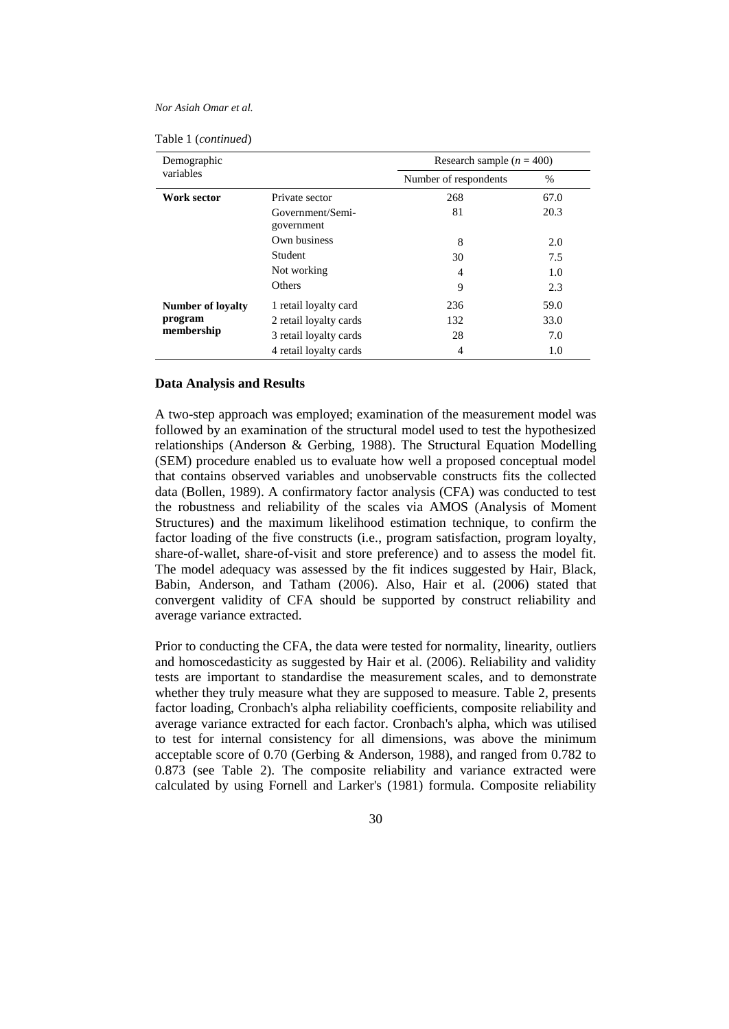Table 1 (*continued*)

| Demographic variables | | Research sample ($n$ = 400) | |
|---|---|---|---|
| | | Number of respondents | % |
| **Work sector** | Private sector | 268 | 67.0 |
| | Government/Semi-government | 81 | 20.3 |
| | Own business | 8 | 2.0 |
| | Student | 30 | 7.5 |
| | Not working | 4 | 1.0 |
| | Others | 9 | 2.3 |
| **Number of loyalty program membership** | 1 retail loyalty card | 236 | 59.0 |
| | 2 retail loyalty cards | 132 | 33.0 |
| | 3 retail loyalty cards | 28 | 7.0 |
| | 4 retail loyalty cards | 4 | 1.0 |

## Data Analysis and Results

A two-step approach was employed; examination of the measurement model was followed by an examination of the structural model used to test the hypothesized relationships (Anderson & Gerbing, 1988). The Structural Equation Modelling (SEM) procedure enabled us to evaluate how well a proposed conceptual model that contains observed variables and unobservable constructs fits the collected data (Bollen, 1989). A confirmatory factor analysis (CFA) was conducted to test the robustness and reliability of the scales via AMOS (Analysis of Moment Structures) and the maximum likelihood estimation technique, to confirm the factor loading of the five constructs (i.e., program satisfaction, program loyalty, share-of-wallet, share-of-visit and store preference) and to assess the model fit. The model adequacy was assessed by the fit indices suggested by Hair, Black, Babin, Anderson, and Tatham (2006). Also, Hair et al. (2006) stated that convergent validity of CFA should be supported by construct reliability and average variance extracted.

Prior to conducting the CFA, the data were tested for normality, linearity, outliers and homoscedasticity as suggested by Hair et al. (2006). Reliability and validity tests are important to standardise the measurement scales, and to demonstrate whether they truly measure what they are supposed to measure. Table 2, presents factor loading, Cronbach's alpha reliability coefficients, composite reliability and average variance extracted for each factor. Cronbach's alpha, which was utilised to test for internal consistency for all dimensions, was above the minimum acceptable score of 0.70 (Gerbing & Anderson, 1988), and ranged from 0.782 to 0.873 (see Table 2). The composite reliability and variance extracted were calculated by using Fornell and Larker's (1981) formula. Composite reliability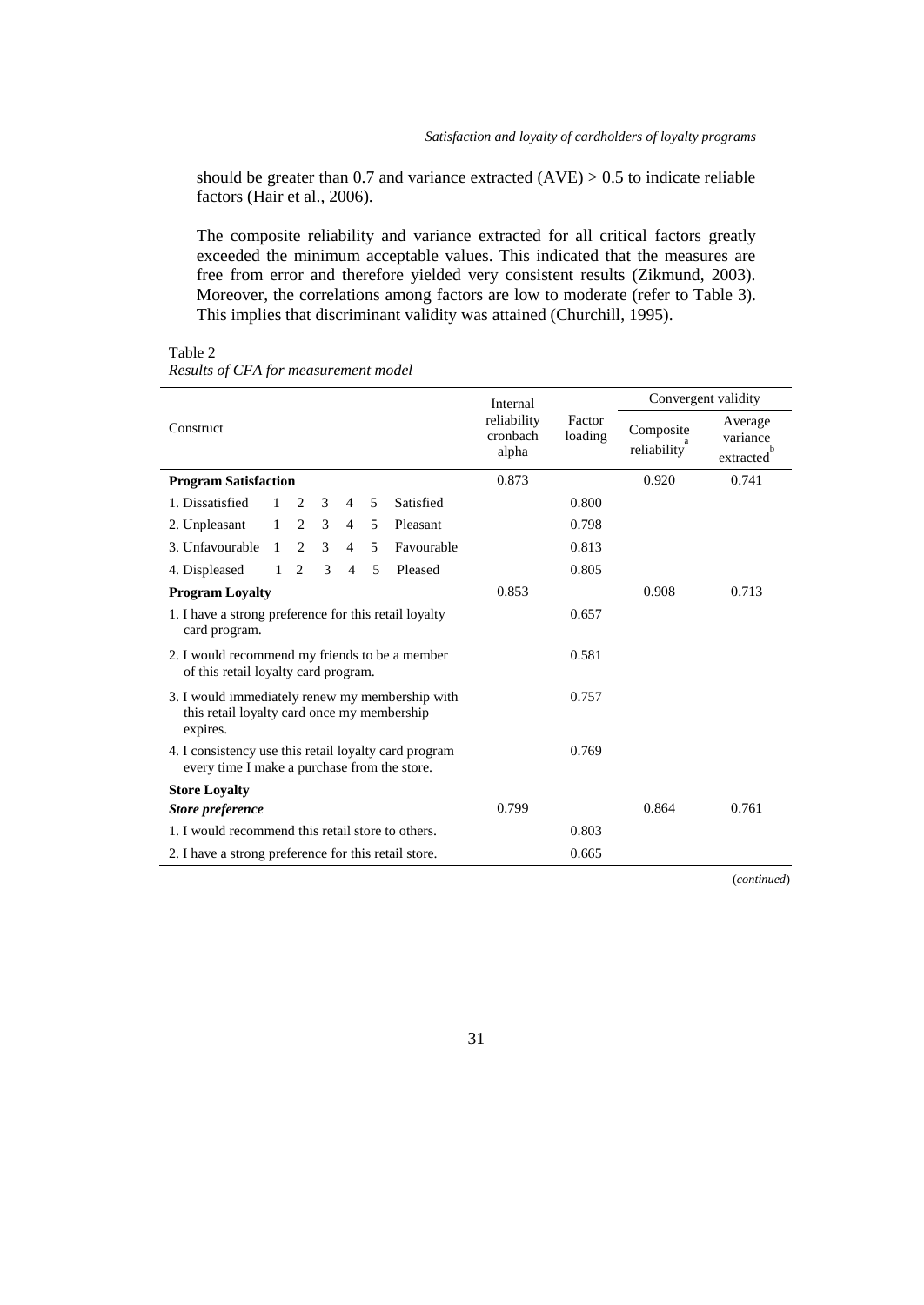should be greater than 0.7 and variance extracted (AVE) > 0.5 to indicate reliable factors (Hair et al., 2006).

The composite reliability and variance extracted for all critical factors greatly exceeded the minimum acceptable values. This indicated that the measures are free from error and therefore yielded very consistent results (Zikmund, 2003). Moreover, the correlations among factors are low to moderate (refer to Table 3). This implies that discriminant validity was attained (Churchill, 1995).

Table 2
*Results of CFA for measurement model*

| Construct | Internal reliability cronbach alpha | Factor loading | Convergent validity | |
|---|---|---|---|---|
| | | | Composite reliability[a] | Average variance extracted[b] |
| **Program Satisfaction** | 0.873 | | 0.920 | 0.741 |
| 1. Dissatisfied 1 2 3 4 5 Satisfied | | 0.800 | | |
| 2. Unpleasant 1 2 3 4 5 Pleasant | | 0.798 | | |
| 3. Unfavourable 1 2 3 4 5 Favourable | | 0.813 | | |
| 4. Displeased 1 2 3 4 5 Pleased | | 0.805 | | |
| **Program Loyalty** | 0.853 | | 0.908 | 0.713 |
| 1. I have a strong preference for this retail loyalty card program. | | 0.657 | | |
| 2. I would recommend my friends to be a member of this retail loyalty card program. | | 0.581 | | |
| 3. I would immediately renew my membership with this retail loyalty card once my membership expires. | | 0.757 | | |
| 4. I consistency use this retail loyalty card program every time I make a purchase from the store. | | 0.769 | | |
| **Store Loyalty** | | | | |
| ***Store preference*** | 0.799 | | 0.864 | 0.761 |
| 1. I would recommend this retail store to others. | | 0.803 | | |
| 2. I have a strong preference for this retail store. | | 0.665 | | |

(*continued*)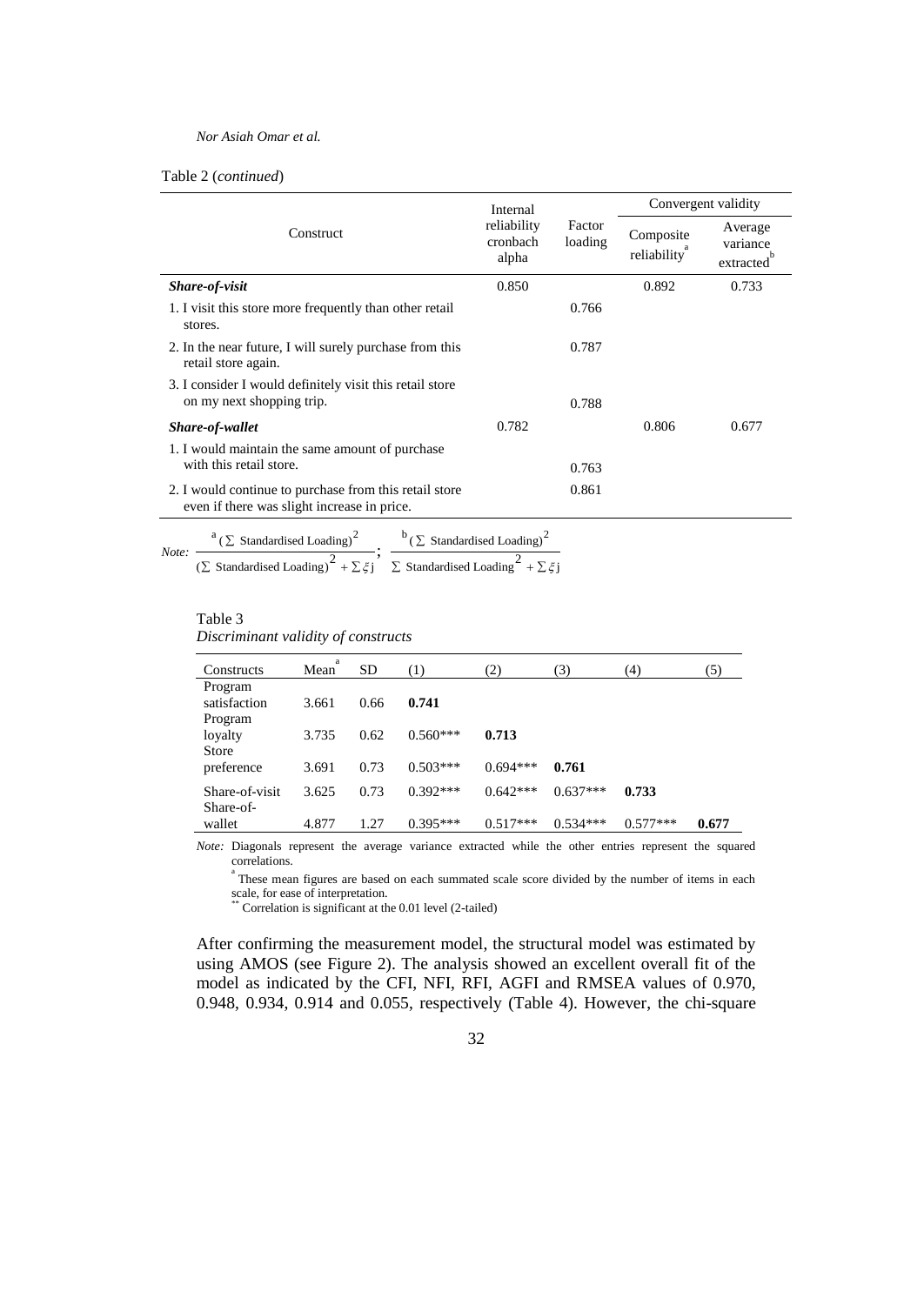Table 2 (*continued*)

| Construct | Internal reliability cronbach alpha | Factor loading | Convergent validity | |
|---|---|---|---|---|
| | | | Composite reliability[a] | Average variance extracted[b] |
| ***Share-of-visit*** | 0.850 | | 0.892 | 0.733 |
| 1. I visit this store more frequently than other retail stores. | | 0.766 | | |
| 2. In the near future, I will surely purchase from this retail store again. | | 0.787 | | |
| 3. I consider I would definitely visit this retail store on my next shopping trip. | | 0.788 | | |
| ***Share-of-wallet*** | 0.782 | | 0.806 | 0.677 |
| 1. I would maintain the same amount of purchase with this retail store. | | 0.763 | | |
| 2. I would continue to purchase from this retail store even if there was slight increase in price. | | 0.861 | | |

*Note:* $\frac{{}^{a}(\sum \text{ Standardised Loading})^2}{(\sum \text{ Standardised Loading})^2 + \sum \xi j}$; $\frac{{}^{b}(\sum \text{ Standardised Loading})^2}{\sum \text{ Standardised Loading}^2 + \sum \xi j}$

Table 3
*Discriminant validity of constructs*

| Constructs | Mean[a] | SD | (1) | (2) | (3) | (4) | (5) |
|---|---|---|---|---|---|---|---|
| Program satisfaction | 3.661 | 0.66 | **0.741** | | | | |
| Program loyalty | 3.735 | 0.62 | 0.560*** | **0.713** | | | |
| Store preference | 3.691 | 0.73 | 0.503*** | 0.694*** | **0.761** | | |
| Share-of-visit | 3.625 | 0.73 | 0.392*** | 0.642*** | 0.637*** | **0.733** | |
| Share-of-wallet | 4.877 | 1.27 | 0.395*** | 0.517*** | 0.534*** | 0.577*** | **0.677** |

*Note:* Diagonals represent the average variance extracted while the other entries represent the squared correlations.
[a] These mean figures are based on each summated scale score divided by the number of items in each scale, for ease of interpretation.
[**] Correlation is significant at the 0.01 level (2-tailed)

After confirming the measurement model, the structural model was estimated by using AMOS (see Figure 2). The analysis showed an excellent overall fit of the model as indicated by the CFI, NFI, RFI, AGFI and RMSEA values of 0.970, 0.948, 0.934, 0.914 and 0.055, respectively (Table 4). However, the chi-square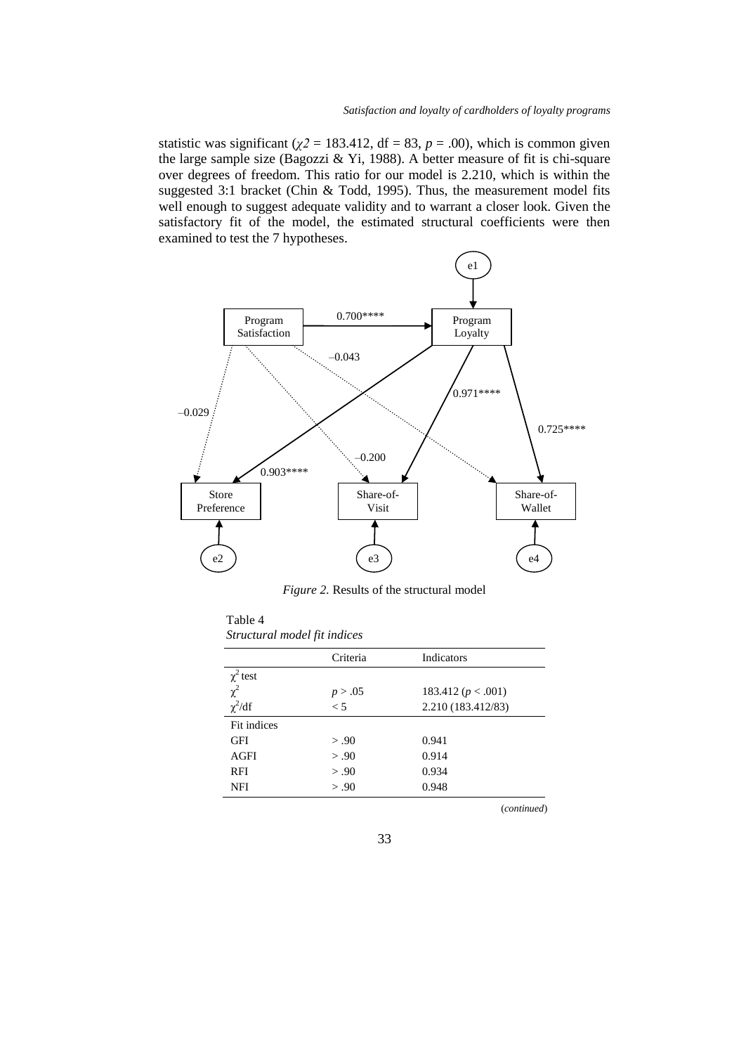statistic was significant ($\chi 2$ = 183.412, df = 83, $p$ = .00), which is common given the large sample size (Bagozzi & Yi, 1988). A better measure of fit is chi-square over degrees of freedom. This ratio for our model is 2.210, which is within the suggested 3:1 bracket (Chin & Todd, 1995). Thus, the measurement model fits well enough to suggest adequate validity and to warrant a closer look. Given the satisfactory fit of the model, the estimated structural coefficients were then examined to test the 7 hypotheses.

*Figure 2.* Results of the structural model

Table 4
*Structural model fit indices*

| | Criteria | Indicators |
|---|---|---|
| $\chi^2$ test | | |
| $\chi^2$ | $p > .05$ | 183.412 ($p < .001$) |
| $\chi^2$/df | < 5 | 2.210 (183.412/83) |
| Fit indices | | |
| GFI | > .90 | 0.941 |
| AGFI | > .90 | 0.914 |
| RFI | > .90 | 0.934 |
| NFI | > .90 | 0.948 |

(*continued*)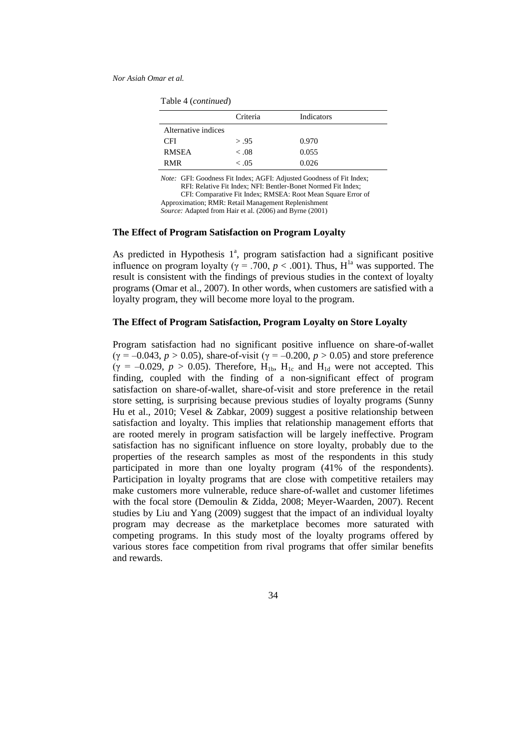Table 4 (*continued*)

| | Criteria | Indicators |
|---|---|---|
| Alternative indices | | |
| CFI | > .95 | 0.970 |
| RMSEA | < .08 | 0.055 |
| RMR | < .05 | 0.026 |

*Note:* GFI: Goodness Fit Index; AGFI: Adjusted Goodness of Fit Index; RFI: Relative Fit Index; NFI: Bentler-Bonet Normed Fit Index; CFI: Comparative Fit Index; RMSEA: Root Mean Square Error of Approximation; RMR: Retail Management Replenishment
*Source:* Adapted from Hair et al. (2006) and Byrne (2001)

### The Effect of Program Satisfaction on Program Loyalty

As predicted in Hypothesis 1[a], program satisfaction had a significant positive influence on program loyalty ($\gamma = .700$, $p < .001$). Thus, $H^{1a}$ was supported. The result is consistent with the findings of previous studies in the context of loyalty programs (Omar et al., 2007). In other words, when customers are satisfied with a loyalty program, they will become more loyal to the program.

### The Effect of Program Satisfaction, Program Loyalty on Store Loyalty

Program satisfaction had no significant positive influence on share-of-wallet ($\gamma = -0.043$, $p > 0.05$), share-of-visit ($\gamma = -0.200$, $p > 0.05$) and store preference ($\gamma = -0.029$, $p > 0.05$). Therefore, $H_{1b}$, $H_{1c}$ and $H_{1d}$ were not accepted. This finding, coupled with the finding of a non-significant effect of program satisfaction on share-of-wallet, share-of-visit and store preference in the retail store setting, is surprising because previous studies of loyalty programs (Sunny Hu et al., 2010; Vesel & Zabkar, 2009) suggest a positive relationship between satisfaction and loyalty. This implies that relationship management efforts that are rooted merely in program satisfaction will be largely ineffective. Program satisfaction has no significant influence on store loyalty, probably due to the properties of the research samples as most of the respondents in this study participated in more than one loyalty program (41% of the respondents). Participation in loyalty programs that are close with competitive retailers may make customers more vulnerable, reduce share-of-wallet and customer lifetimes with the focal store (Demoulin & Zidda, 2008; Meyer-Waarden, 2007). Recent studies by Liu and Yang (2009) suggest that the impact of an individual loyalty program may decrease as the marketplace becomes more saturated with competing programs. In this study most of the loyalty programs offered by various stores face competition from rival programs that offer similar benefits and rewards.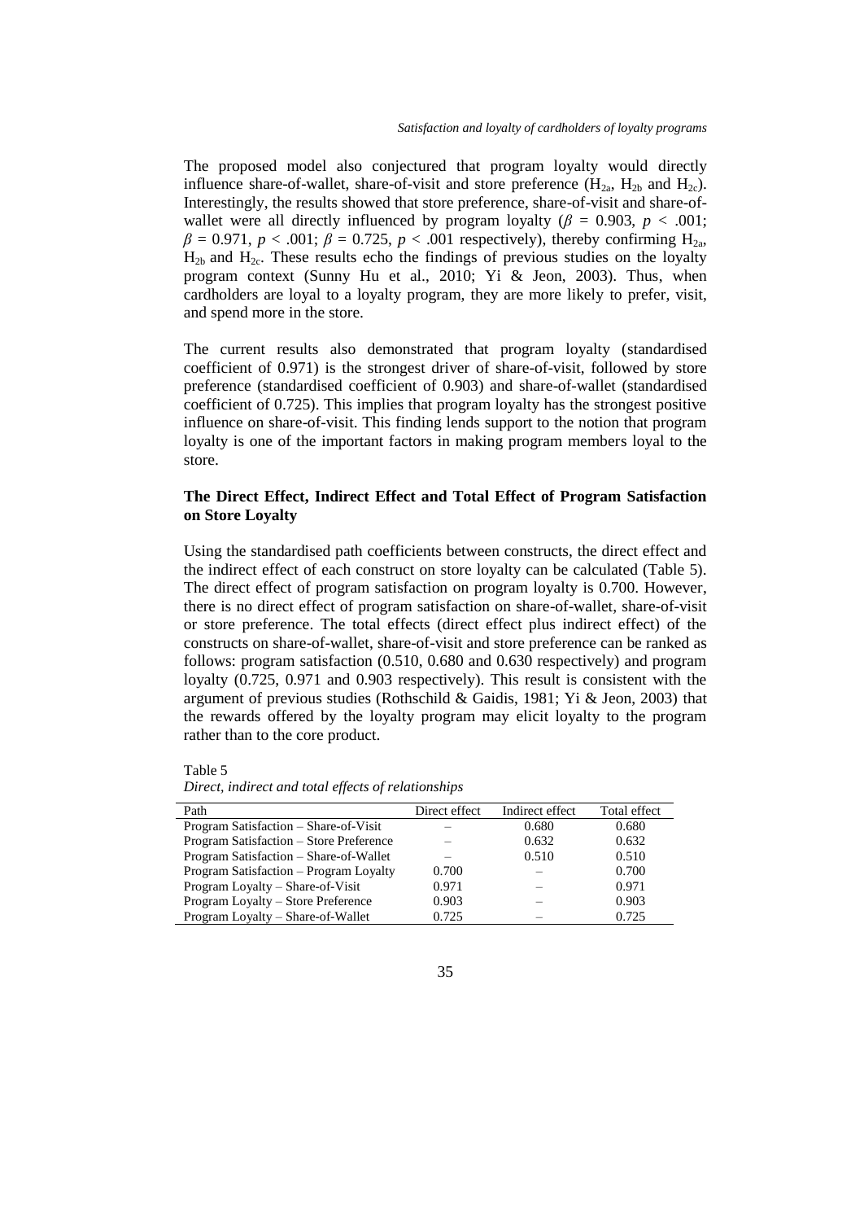The proposed model also conjectured that program loyalty would directly influence share-of-wallet, share-of-visit and store preference ($H_{2a}$, $H_{2b}$ and $H_{2c}$). Interestingly, the results showed that store preference, share-of-visit and share-of-wallet were all directly influenced by program loyalty ($\beta$ = 0.903, $p$ < .001; $\beta$ = 0.971, $p$ < .001; $\beta$ = 0.725, $p$ < .001 respectively), thereby confirming $H_{2a}$, $H_{2b}$ and $H_{2c}$. These results echo the findings of previous studies on the loyalty program context (Sunny Hu et al., 2010; Yi & Jeon, 2003). Thus, when cardholders are loyal to a loyalty program, they are more likely to prefer, visit, and spend more in the store.

The current results also demonstrated that program loyalty (standardised coefficient of 0.971) is the strongest driver of share-of-visit, followed by store preference (standardised coefficient of 0.903) and share-of-wallet (standardised coefficient of 0.725). This implies that program loyalty has the strongest positive influence on share-of-visit. This finding lends support to the notion that program loyalty is one of the important factors in making program members loyal to the store.

### The Direct Effect, Indirect Effect and Total Effect of Program Satisfaction on Store Loyalty

Using the standardised path coefficients between constructs, the direct effect and the indirect effect of each construct on store loyalty can be calculated (Table 5). The direct effect of program satisfaction on program loyalty is 0.700. However, there is no direct effect of program satisfaction on share-of-wallet, share-of-visit or store preference. The total effects (direct effect plus indirect effect) of the constructs on share-of-wallet, share-of-visit and store preference can be ranked as follows: program satisfaction (0.510, 0.680 and 0.630 respectively) and program loyalty (0.725, 0.971 and 0.903 respectively). This result is consistent with the argument of previous studies (Rothschild & Gaidis, 1981; Yi & Jeon, 2003) that the rewards offered by the loyalty program may elicit loyalty to the program rather than to the core product.

Table 5
*Direct, indirect and total effects of relationships*

| Path | Direct effect | Indirect effect | Total effect |
|---|---|---|---|
| Program Satisfaction – Share-of-Visit | – | 0.680 | 0.680 |
| Program Satisfaction – Store Preference | – | 0.632 | 0.632 |
| Program Satisfaction – Share-of-Wallet | – | 0.510 | 0.510 |
| Program Satisfaction – Program Loyalty | 0.700 | – | 0.700 |
| Program Loyalty – Share-of-Visit | 0.971 | – | 0.971 |
| Program Loyalty – Store Preference | 0.903 | – | 0.903 |
| Program Loyalty – Share-of-Wallet | 0.725 | – | 0.725 |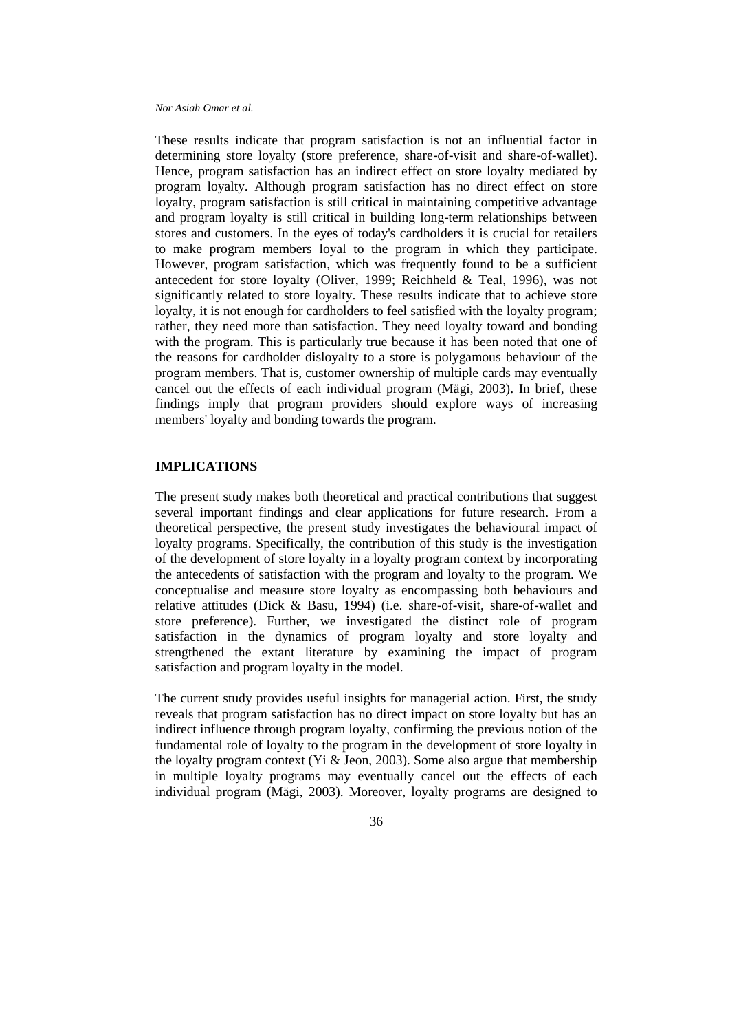These results indicate that program satisfaction is not an influential factor in determining store loyalty (store preference, share-of-visit and share-of-wallet). Hence, program satisfaction has an indirect effect on store loyalty mediated by program loyalty. Although program satisfaction has no direct effect on store loyalty, program satisfaction is still critical in maintaining competitive advantage and program loyalty is still critical in building long-term relationships between stores and customers. In the eyes of today's cardholders it is crucial for retailers to make program members loyal to the program in which they participate. However, program satisfaction, which was frequently found to be a sufficient antecedent for store loyalty (Oliver, 1999; Reichheld & Teal, 1996), was not significantly related to store loyalty. These results indicate that to achieve store loyalty, it is not enough for cardholders to feel satisfied with the loyalty program; rather, they need more than satisfaction. They need loyalty toward and bonding with the program. This is particularly true because it has been noted that one of the reasons for cardholder disloyalty to a store is polygamous behaviour of the program members. That is, customer ownership of multiple cards may eventually cancel out the effects of each individual program (Mägi, 2003). In brief, these findings imply that program providers should explore ways of increasing members' loyalty and bonding towards the program.

## IMPLICATIONS

The present study makes both theoretical and practical contributions that suggest several important findings and clear applications for future research. From a theoretical perspective, the present study investigates the behavioural impact of loyalty programs. Specifically, the contribution of this study is the investigation of the development of store loyalty in a loyalty program context by incorporating the antecedents of satisfaction with the program and loyalty to the program. We conceptualise and measure store loyalty as encompassing both behaviours and relative attitudes (Dick & Basu, 1994) (i.e. share-of-visit, share-of-wallet and store preference). Further, we investigated the distinct role of program satisfaction in the dynamics of program loyalty and store loyalty and strengthened the extant literature by examining the impact of program satisfaction and program loyalty in the model.

The current study provides useful insights for managerial action. First, the study reveals that program satisfaction has no direct impact on store loyalty but has an indirect influence through program loyalty, confirming the previous notion of the fundamental role of loyalty to the program in the development of store loyalty in the loyalty program context (Yi & Jeon, 2003). Some also argue that membership in multiple loyalty programs may eventually cancel out the effects of each individual program (Mägi, 2003). Moreover, loyalty programs are designed to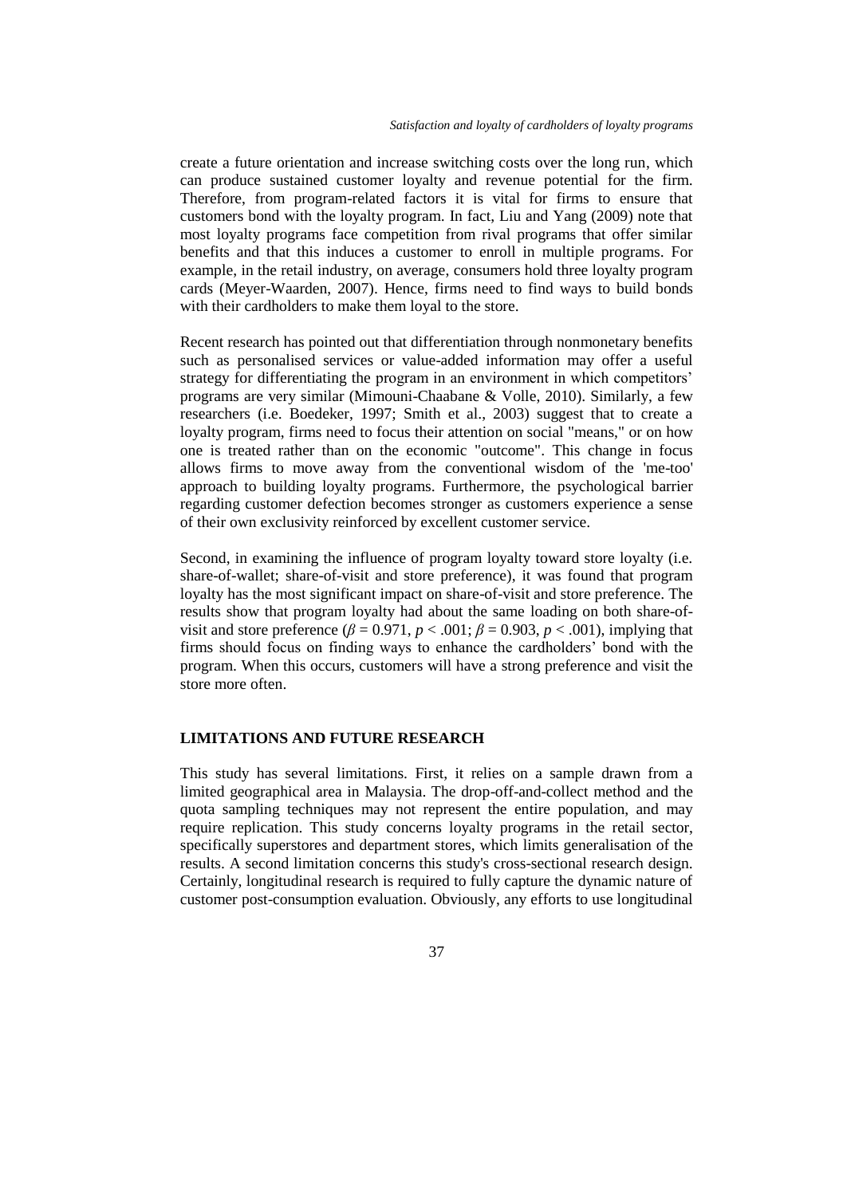create a future orientation and increase switching costs over the long run, which can produce sustained customer loyalty and revenue potential for the firm. Therefore, from program-related factors it is vital for firms to ensure that customers bond with the loyalty program. In fact, Liu and Yang (2009) note that most loyalty programs face competition from rival programs that offer similar benefits and that this induces a customer to enroll in multiple programs. For example, in the retail industry, on average, consumers hold three loyalty program cards (Meyer-Waarden, 2007). Hence, firms need to find ways to build bonds with their cardholders to make them loyal to the store.

Recent research has pointed out that differentiation through nonmonetary benefits such as personalised services or value-added information may offer a useful strategy for differentiating the program in an environment in which competitors' programs are very similar (Mimouni-Chaabane & Volle, 2010). Similarly, a few researchers (i.e. Boedeker, 1997; Smith et al., 2003) suggest that to create a loyalty program, firms need to focus their attention on social "means," or on how one is treated rather than on the economic "outcome". This change in focus allows firms to move away from the conventional wisdom of the 'me-too' approach to building loyalty programs. Furthermore, the psychological barrier regarding customer defection becomes stronger as customers experience a sense of their own exclusivity reinforced by excellent customer service.

Second, in examining the influence of program loyalty toward store loyalty (i.e. share-of-wallet; share-of-visit and store preference), it was found that program loyalty has the most significant impact on share-of-visit and store preference. The results show that program loyalty had about the same loading on both share-of-visit and store preference ($\beta = 0.971$, $p < .001$; $\beta = 0.903$, $p < .001$), implying that firms should focus on finding ways to enhance the cardholders' bond with the program. When this occurs, customers will have a strong preference and visit the store more often.

## LIMITATIONS AND FUTURE RESEARCH

This study has several limitations. First, it relies on a sample drawn from a limited geographical area in Malaysia. The drop-off-and-collect method and the quota sampling techniques may not represent the entire population, and may require replication. This study concerns loyalty programs in the retail sector, specifically superstores and department stores, which limits generalisation of the results. A second limitation concerns this study's cross-sectional research design. Certainly, longitudinal research is required to fully capture the dynamic nature of customer post-consumption evaluation. Obviously, any efforts to use longitudinal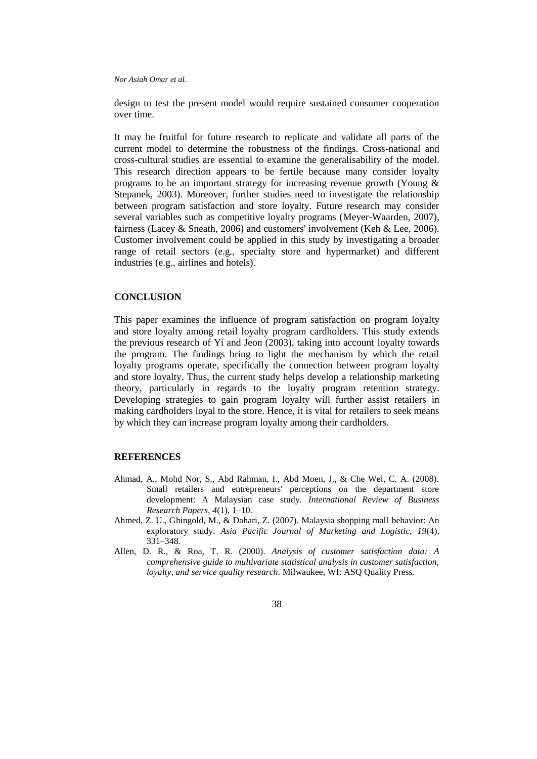design to test the present model would require sustained consumer cooperation over time.

It may be fruitful for future research to replicate and validate all parts of the current model to determine the robustness of the findings. Cross-national and cross-cultural studies are essential to examine the generalisability of the model. This research direction appears to be fertile because many consider loyalty programs to be an important strategy for increasing revenue growth (Young & Stepanek, 2003). Moreover, further studies need to investigate the relationship between program satisfaction and store loyalty. Future research may consider several variables such as competitive loyalty programs (Meyer-Waarden, 2007), fairness (Lacey & Sneath, 2006) and customers' involvement (Keh & Lee, 2006). Customer involvement could be applied in this study by investigating a broader range of retail sectors (e.g., specialty store and hypermarket) and different industries (e.g., airlines and hotels).

## CONCLUSION

This paper examines the influence of program satisfaction on program loyalty and store loyalty among retail loyalty program cardholders. This study extends the previous research of Yi and Jeon (2003), taking into account loyalty towards the program. The findings bring to light the mechanism by which the retail loyalty programs operate, specifically the connection between program loyalty and store loyalty. Thus, the current study helps develop a relationship marketing theory, particularly in regards to the loyalty program retention strategy. Developing strategies to gain program loyalty will further assist retailers in making cardholders loyal to the store. Hence, it is vital for retailers to seek means by which they can increase program loyalty among their cardholders.

## REFERENCES

Ahmad, A., Mohd Nor, S., Abd Rahman, I., Abd Moen, J., & Che Wel, C. A. (2008). Small retailers and entrepreneurs' perceptions on the department store development: A Malaysian case study. *International Review of Business Research Papers, 4*(1), 1–10.

Ahmed, Z. U., Ghingold, M., & Dahari, Z. (2007). Malaysia shopping mall behavior: An exploratory study. *Asia Pacific Journal of Marketing and Logistic, 19*(4), 331–348.

Allen, D. R., & Roa, T. R. (2000). *Analysis of customer satisfaction data: A comprehensive guide to multivariate statistical analysis in customer satisfaction, loyalty, and service quality research*. Milwaukee, WI: ASQ Quality Press.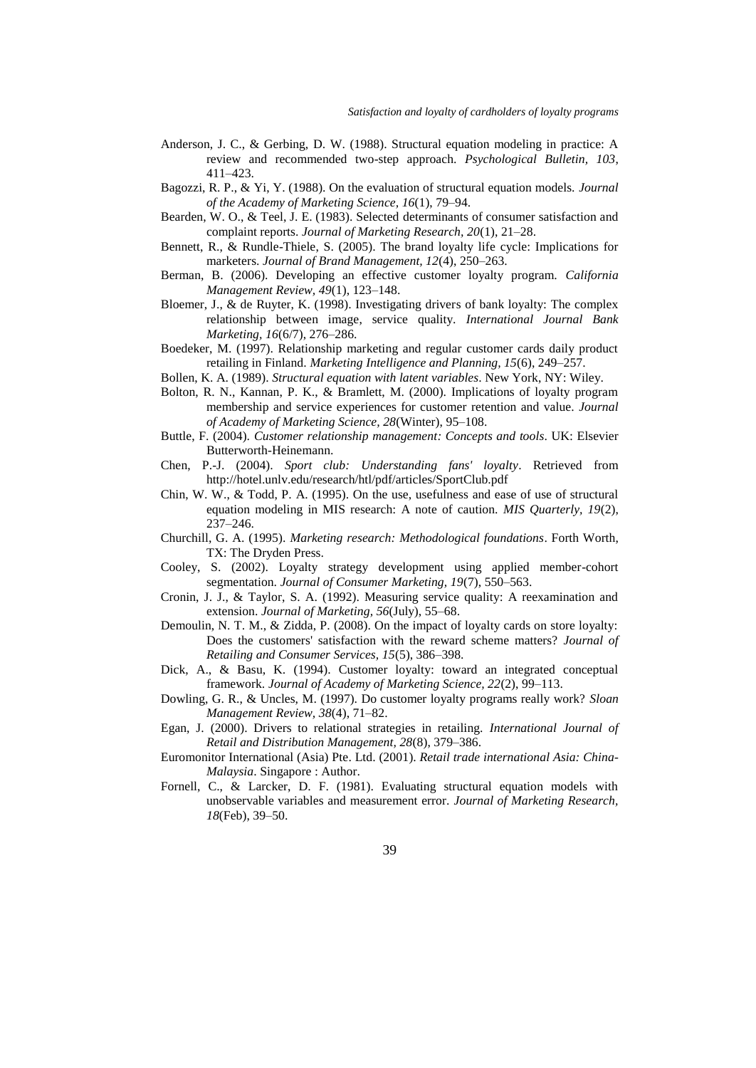Anderson, J. C., & Gerbing, D. W. (1988). Structural equation modeling in practice: A review and recommended two-step approach. *Psychological Bulletin, 103*, 411–423.

Bagozzi, R. P., & Yi, Y. (1988). On the evaluation of structural equation models. *Journal of the Academy of Marketing Science, 16*(1), 79–94.

Bearden, W. O., & Teel, J. E. (1983). Selected determinants of consumer satisfaction and complaint reports. *Journal of Marketing Research, 20*(1), 21–28.

Bennett, R., & Rundle-Thiele, S. (2005). The brand loyalty life cycle: Implications for marketers. *Journal of Brand Management, 12*(4), 250–263.

Berman, B. (2006). Developing an effective customer loyalty program. *California Management Review, 49*(1), 123–148.

Bloemer, J., & de Ruyter, K. (1998). Investigating drivers of bank loyalty: The complex relationship between image, service quality. *International Journal Bank Marketing, 16*(6/7), 276–286.

Boedeker, M. (1997). Relationship marketing and regular customer cards daily product retailing in Finland. *Marketing Intelligence and Planning, 15*(6), 249–257.

Bollen, K. A. (1989). *Structural equation with latent variables*. New York, NY: Wiley.

Bolton, R. N., Kannan, P. K., & Bramlett, M. (2000). Implications of loyalty program membership and service experiences for customer retention and value. *Journal of Academy of Marketing Science, 28*(Winter), 95–108.

Buttle, F. (2004). *Customer relationship management: Concepts and tools*. UK: Elsevier Butterworth-Heinemann.

Chen, P.-J. (2004). *Sport club: Understanding fans' loyalty*. Retrieved from http://hotel.unlv.edu/research/htl/pdf/articles/SportClub.pdf

Chin, W. W., & Todd, P. A. (1995). On the use, usefulness and ease of use of structural equation modeling in MIS research: A note of caution. *MIS Quarterly, 19*(2), 237–246.

Churchill, G. A. (1995). *Marketing research: Methodological foundations*. Forth Worth, TX: The Dryden Press.

Cooley, S. (2002). Loyalty strategy development using applied member-cohort segmentation. *Journal of Consumer Marketing, 19*(7), 550–563.

Cronin, J. J., & Taylor, S. A. (1992). Measuring service quality: A reexamination and extension. *Journal of Marketing, 56*(July), 55–68.

Demoulin, N. T. M., & Zidda, P. (2008). On the impact of loyalty cards on store loyalty: Does the customers' satisfaction with the reward scheme matters? *Journal of Retailing and Consumer Services, 15*(5), 386–398.

Dick, A., & Basu, K. (1994). Customer loyalty: toward an integrated conceptual framework. *Journal of Academy of Marketing Science, 22*(2), 99–113.

Dowling, G. R., & Uncles, M. (1997). Do customer loyalty programs really work? *Sloan Management Review, 38*(4), 71–82.

Egan, J. (2000). Drivers to relational strategies in retailing. *International Journal of Retail and Distribution Management, 28*(8), 379–386.

Euromonitor International (Asia) Pte. Ltd. (2001). *Retail trade international Asia: China-Malaysia*. Singapore : Author.

Fornell, C., & Larcker, D. F. (1981). Evaluating structural equation models with unobservable variables and measurement error. *Journal of Marketing Research, 18*(Feb), 39–50.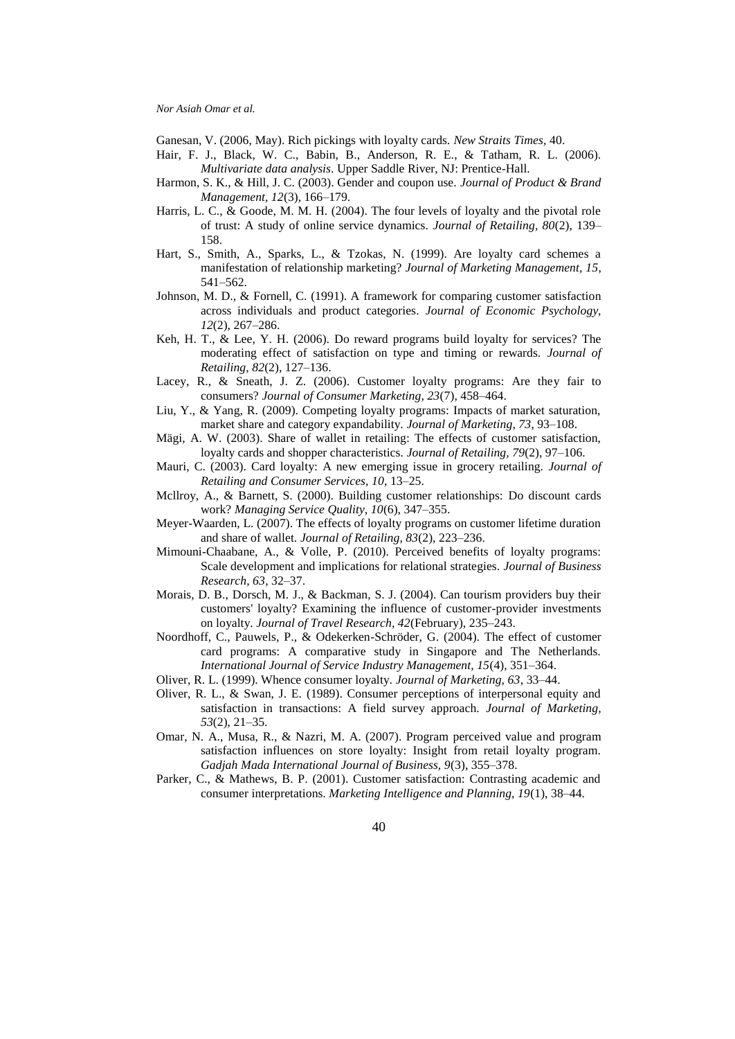Ganesan, V. (2006, May). Rich pickings with loyalty cards. *New Straits Times*, 40.

Hair, F. J., Black, W. C., Babin, B., Anderson, R. E., & Tatham, R. L. (2006). *Multivariate data analysis*. Upper Saddle River, NJ: Prentice-Hall.

Harmon, S. K., & Hill, J. C. (2003). Gender and coupon use. *Journal of Product & Brand Management, 12*(3), 166–179.

Harris, L. C., & Goode, M. M. H. (2004). The four levels of loyalty and the pivotal role of trust: A study of online service dynamics. *Journal of Retailing, 80*(2), 139–158.

Hart, S., Smith, A., Sparks, L., & Tzokas, N. (1999). Are loyalty card schemes a manifestation of relationship marketing? *Journal of Marketing Management, 15*, 541–562.

Johnson, M. D., & Fornell, C. (1991). A framework for comparing customer satisfaction across individuals and product categories. *Journal of Economic Psychology, 12*(2), 267–286.

Keh, H. T., & Lee, Y. H. (2006). Do reward programs build loyalty for services? The moderating effect of satisfaction on type and timing or rewards. *Journal of Retailing, 82*(2), 127–136.

Lacey, R., & Sneath, J. Z. (2006). Customer loyalty programs: Are they fair to consumers? *Journal of Consumer Marketing, 23*(7), 458–464.

Liu, Y., & Yang, R. (2009). Competing loyalty programs: Impacts of market saturation, market share and category expandability. *Journal of Marketing, 73*, 93–108.

Mägi, A. W. (2003). Share of wallet in retailing: The effects of customer satisfaction, loyalty cards and shopper characteristics. *Journal of Retailing, 79*(2), 97–106.

Mauri, C. (2003). Card loyalty: A new emerging issue in grocery retailing. *Journal of Retailing and Consumer Services, 10*, 13–25.

McIlroy, A., & Barnett, S. (2000). Building customer relationships: Do discount cards work? *Managing Service Quality, 10*(6), 347–355.

Meyer-Waarden, L. (2007). The effects of loyalty programs on customer lifetime duration and share of wallet. *Journal of Retailing, 83*(2), 223–236.

Mimouni-Chaabane, A., & Volle, P. (2010). Perceived benefits of loyalty programs: Scale development and implications for relational strategies. *Journal of Business Research, 63*, 32–37.

Morais, D. B., Dorsch, M. J., & Backman, S. J. (2004). Can tourism providers buy their customers' loyalty? Examining the influence of customer-provider investments on loyalty. *Journal of Travel Research, 42*(February), 235–243.

Noordhoff, C., Pauwels, P., & Odekerken-Schröder, G. (2004). The effect of customer card programs: A comparative study in Singapore and The Netherlands. *International Journal of Service Industry Management, 15*(4), 351–364.

Oliver, R. L. (1999). Whence consumer loyalty. *Journal of Marketing, 63*, 33–44.

Oliver, R. L., & Swan, J. E. (1989). Consumer perceptions of interpersonal equity and satisfaction in transactions: A field survey approach. *Journal of Marketing, 53*(2), 21–35.

Omar, N. A., Musa, R., & Nazri, M. A. (2007). Program perceived value and program satisfaction influences on store loyalty: Insight from retail loyalty program. *Gadjah Mada International Journal of Business, 9*(3), 355–378.

Parker, C., & Mathews, B. P. (2001). Customer satisfaction: Contrasting academic and consumer interpretations. *Marketing Intelligence and Planning, 19*(1), 38–44.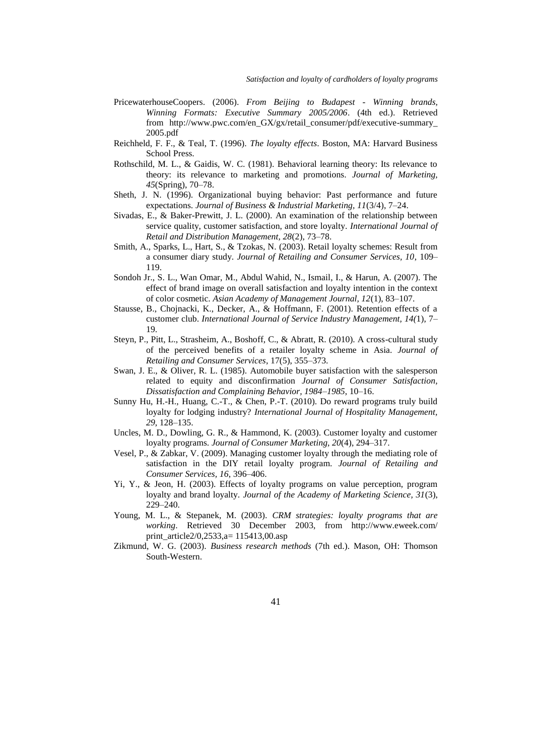PricewaterhouseCoopers. (2006). *From Beijing to Budapest - Winning brands, Winning Formats: Executive Summary 2005/2006*. (4th ed.). Retrieved from http://www.pwc.com/en_GX/gx/retail_consumer/pdf/executive-summary_2005.pdf

Reichheld, F. F., & Teal, T. (1996). *The loyalty effects*. Boston, MA: Harvard Business School Press.

Rothschild, M. L., & Gaidis, W. C. (1981). Behavioral learning theory: Its relevance to theory: its relevance to marketing and promotions. *Journal of Marketing, 45*(Spring), 70–78.

Sheth, J. N. (1996). Organizational buying behavior: Past performance and future expectations. *Journal of Business & Industrial Marketing, 11*(3/4), 7–24.

Sivadas, E., & Baker-Prewitt, J. L. (2000). An examination of the relationship between service quality, customer satisfaction, and store loyalty. *International Journal of Retail and Distribution Management, 28*(2), 73–78.

Smith, A., Sparks, L., Hart, S., & Tzokas, N. (2003). Retail loyalty schemes: Result from a consumer diary study. *Journal of Retailing and Consumer Services, 10*, 109–119.

Sondoh Jr., S. L., Wan Omar, M., Abdul Wahid, N., Ismail, I., & Harun, A. (2007). The effect of brand image on overall satisfaction and loyalty intention in the context of color cosmetic. *Asian Academy of Management Journal, 12*(1), 83–107.

Stausse, B., Chojnacki, K., Decker, A., & Hoffmann, F. (2001). Retention effects of a customer club. *International Journal of Service Industry Management, 14(*1), 7–19.

Steyn, P., Pitt, L., Strasheim, A., Boshoff, C., & Abratt, R. (2010). A cross-cultural study of the perceived benefits of a retailer loyalty scheme in Asia. *Journal of Retailing and Consumer Services*, 17(5), 355–373.

Swan, J. E., & Oliver, R. L. (1985). Automobile buyer satisfaction with the salesperson related to equity and disconfirmation *Journal of Consumer Satisfaction, Dissatisfaction and Complaining Behavior, 1984–1985*, 10–16.

Sunny Hu, H.-H., Huang, C.-T., & Chen, P.-T. (2010). Do reward programs truly build loyalty for lodging industry? *International Journal of Hospitality Management, 29*, 128–135.

Uncles, M. D., Dowling, G. R., & Hammond, K. (2003). Customer loyalty and customer loyalty programs. *Journal of Consumer Marketing, 20*(4), 294–317.

Vesel, P., & Zabkar, V. (2009). Managing customer loyalty through the mediating role of satisfaction in the DIY retail loyalty program. *Journal of Retailing and Consumer Services, 16*, 396–406.

Yi, Y., & Jeon, H. (2003). Effects of loyalty programs on value perception, program loyalty and brand loyalty. *Journal of the Academy of Marketing Science, 31*(3), 229–240.

Young, M. L., & Stepanek, M. (2003). *CRM strategies: loyalty programs that are working*. Retrieved 30 December 2003, from http://www.eweek.com/print_article2/0,2533,a= 115413,00.asp

Zikmund, W. G. (2003). *Business research methods* (7th ed.). Mason, OH: Thomson South-Western.